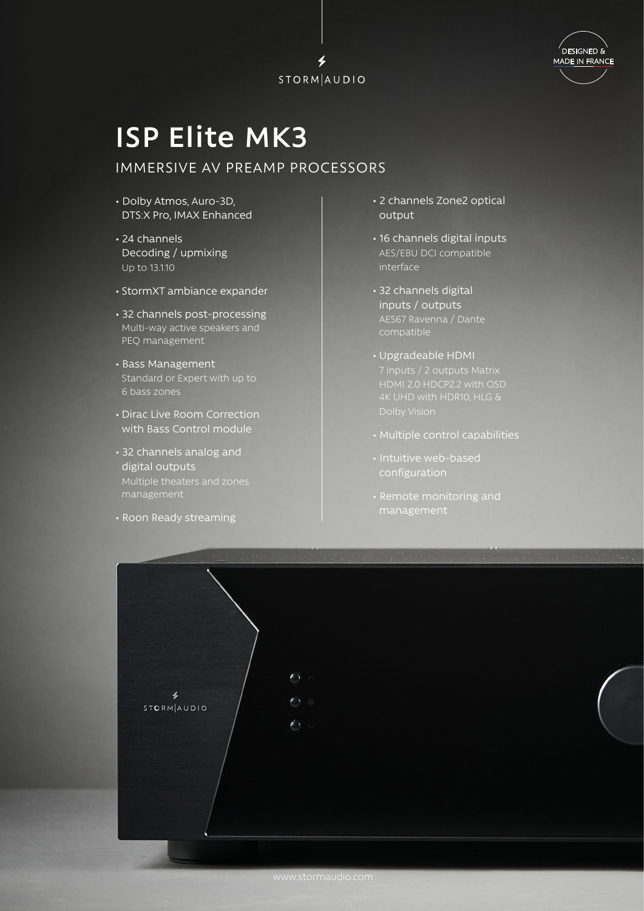STORM|AUDIO

DESIGNED & MADE IN FRANCE

# ISP Elite MK3

## IMMERSIVE AV PREAMP PROCESSORS

- Dolby Atmos, Auro-3D, DTS:X Pro, IMAX Enhanced
- 24 channels Decoding / upmixing
  Up to 13.1.10
- StormXT ambiance expander
- 32 channels post-processing
  Multi-way active speakers and PEQ management
- Bass Management
  Standard or Expert with up to 6 bass zones
- Dirac Live Room Correction with Bass Control module
- 32 channels analog and digital outputs
  Multiple theaters and zones management
- Roon Ready streaming
- 2 channels Zone2 optical output
- 16 channels digital inputs
  AES/EBU DCI compatible interface
- 32 channels digital inputs / outputs
  AES67 Ravenna / Dante compatible
- Upgradeable HDMI
  7 inputs / 2 outputs Matrix
  HDMI 2.0 HDCP2.2 with OSD
  4K UHD with HDR10, HLG & Dolby Vision
- Multiple control capabilities
- Intuitive web-based configuration
- Remote monitoring and management

www.stormaudio.com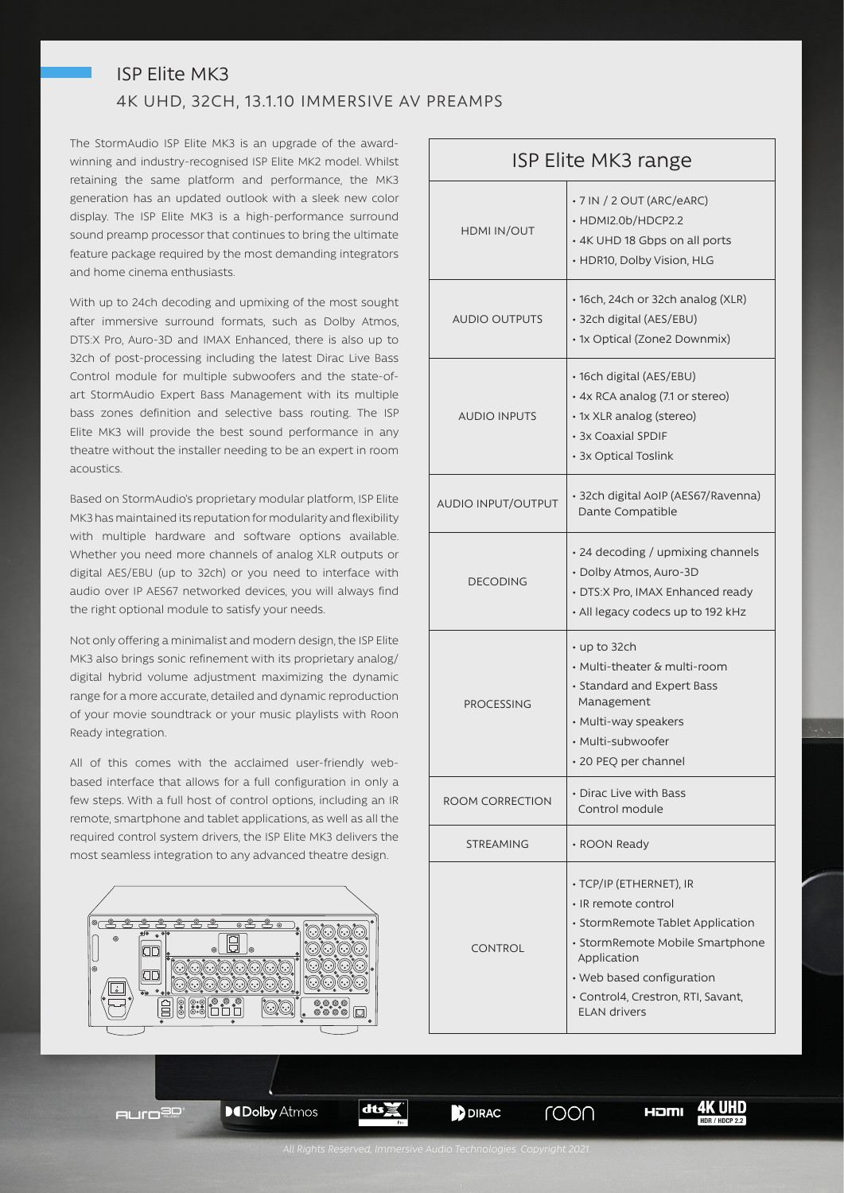# ISP Elite MK3

## 4K UHD, 32CH, 13.1.10 IMMERSIVE AV PREAMPS

The StormAudio ISP Elite MK3 is an upgrade of the award-winning and industry-recognised ISP Elite MK2 model. Whilst retaining the same platform and performance, the MK3 generation has an updated outlook with a sleek new color display. The ISP Elite MK3 is a high-performance surround sound preamp processor that continues to bring the ultimate feature package required by the most demanding integrators and home cinema enthusiasts.

With up to 24ch decoding and upmixing of the most sought after immersive surround formats, such as Dolby Atmos, DTS:X Pro, Auro-3D and IMAX Enhanced, there is also up to 32ch of post-processing including the latest Dirac Live Bass Control module for multiple subwoofers and the state-of-art StormAudio Expert Bass Management with its multiple bass zones definition and selective bass routing. The ISP Elite MK3 will provide the best sound performance in any theatre without the installer needing to be an expert in room acoustics.

Based on StormAudio's proprietary modular platform, ISP Elite MK3 has maintained its reputation for modularity and flexibility with multiple hardware and software options available. Whether you need more channels of analog XLR outputs or digital AES/EBU (up to 32ch) or you need to interface with audio over IP AES67 networked devices, you will always find the right optional module to satisfy your needs.

Not only offering a minimalist and modern design, the ISP Elite MK3 also brings sonic refinement with its proprietary analog/digital hybrid volume adjustment maximizing the dynamic range for a more accurate, detailed and dynamic reproduction of your movie soundtrack or your music playlists with Roon Ready integration.

All of this comes with the acclaimed user-friendly web-based interface that allows for a full configuration in only a few steps. With a full host of control options, including an IR remote, smartphone and tablet applications, as well as all the required control system drivers, the ISP Elite MK3 delivers the most seamless integration to any advanced theatre design.

| ISP Elite MK3 range | |
|---|---|
| HDMI IN/OUT | • 7 IN / 2 OUT (ARC/eARC)<br>• HDMI2.0b/HDCP2.2<br>• 4K UHD 18 Gbps on all ports<br>• HDR10, Dolby Vision, HLG |
| AUDIO OUTPUTS | • 16ch, 24ch or 32ch analog (XLR)<br>• 32ch digital (AES/EBU)<br>• 1x Optical (Zone2 Downmix) |
| AUDIO INPUTS | • 16ch digital (AES/EBU)<br>• 4x RCA analog (7.1 or stereo)<br>• 1x XLR analog (stereo)<br>• 3x Coaxial SPDIF<br>• 3x Optical Toslink |
| AUDIO INPUT/OUTPUT | • 32ch digital AoIP (AES67/Ravenna) Dante Compatible |
| DECODING | • 24 decoding / upmixing channels<br>• Dolby Atmos, Auro-3D<br>• DTS:X Pro, IMAX Enhanced ready<br>• All legacy codecs up to 192 kHz |
| PROCESSING | • up to 32ch<br>• Multi-theater & multi-room<br>• Standard and Expert Bass Management<br>• Multi-way speakers<br>• Multi-subwoofer<br>• 20 PEQ per channel |
| ROOM CORRECTION | • Dirac Live with Bass Control module |
| STREAMING | • ROON Ready |
| CONTROL | • TCP/IP (ETHERNET), IR<br>• IR remote control<br>• StormRemote Tablet Application<br>• StormRemote Mobile Smartphone Application<br>• Web based configuration<br>• Control4, Crestron, RTI, Savant, ELAN drivers |

All Rights Reserved, Immersive Audio Technologies. Copyright 2021